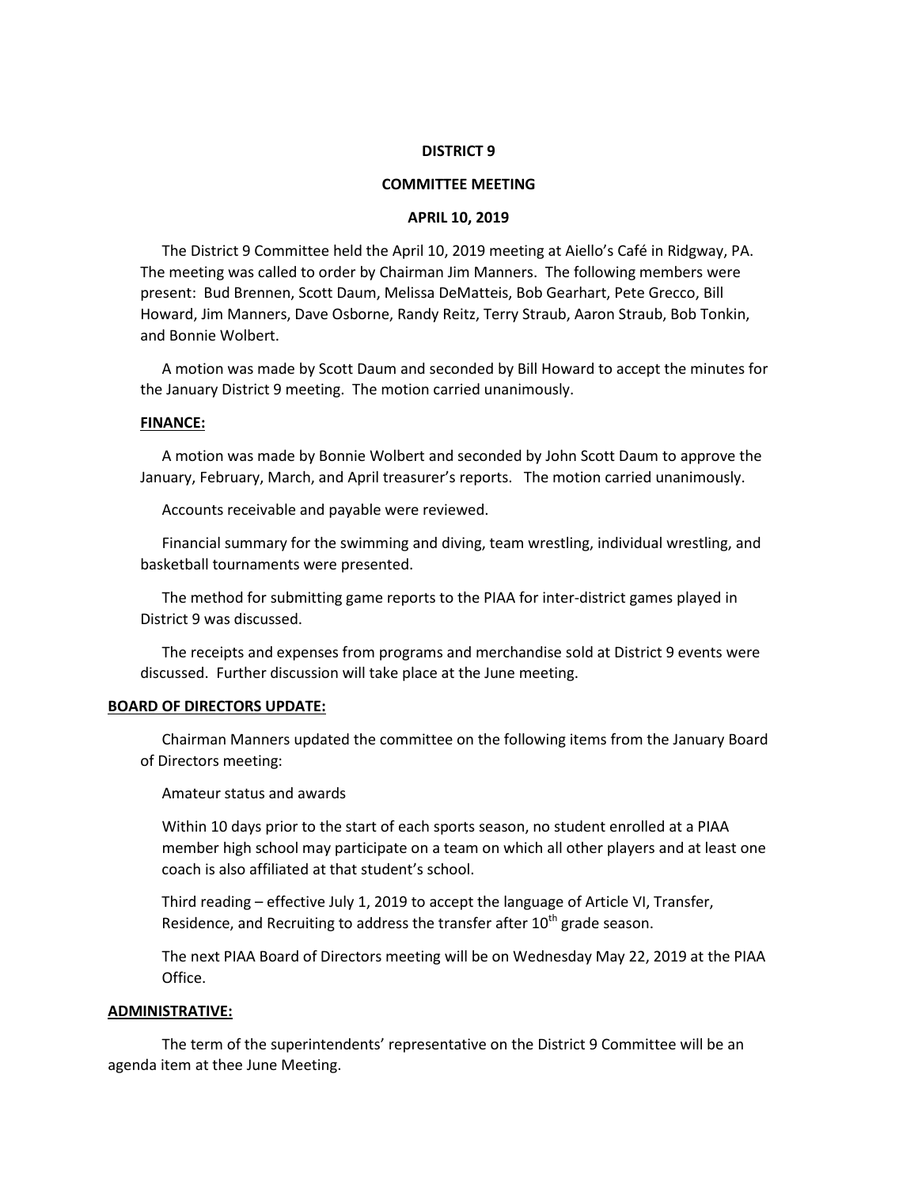**DISTRICT 9**

**COMMITTEE MEETING**

**APRIL 10, 2019**

The District 9 Committee held the April 10, 2019 meeting at Aiello's Café in Ridgway, PA. The meeting was called to order by Chairman Jim Manners. The following members were present: Bud Brennen, Scott Daum, Melissa DeMatteis, Bob Gearhart, Pete Grecco, Bill Howard, Jim Manners, Dave Osborne, Randy Reitz, Terry Straub, Aaron Straub, Bob Tonkin, and Bonnie Wolbert.

A motion was made by Scott Daum and seconded by Bill Howard to accept the minutes for the January District 9 meeting. The motion carried unanimously.

**FINANCE:**

A motion was made by Bonnie Wolbert and seconded by John Scott Daum to approve the January, February, March, and April treasurer's reports. The motion carried unanimously.

Accounts receivable and payable were reviewed.

Financial summary for the swimming and diving, team wrestling, individual wrestling, and basketball tournaments were presented.

The method for submitting game reports to the PIAA for inter-district games played in District 9 was discussed.

The receipts and expenses from programs and merchandise sold at District 9 events were discussed. Further discussion will take place at the June meeting.

**BOARD OF DIRECTORS UPDATE:**

Chairman Manners updated the committee on the following items from the January Board of Directors meeting:

Amateur status and awards

Within 10 days prior to the start of each sports season, no student enrolled at a PIAA member high school may participate on a team on which all other players and at least one coach is also affiliated at that student's school.

Third reading – effective July 1, 2019 to accept the language of Article VI, Transfer, Residence, and Recruiting to address the transfer after 10th grade season.

The next PIAA Board of Directors meeting will be on Wednesday May 22, 2019 at the PIAA Office.

**ADMINISTRATIVE:**

The term of the superintendents' representative on the District 9 Committee will be an agenda item at thee June Meeting.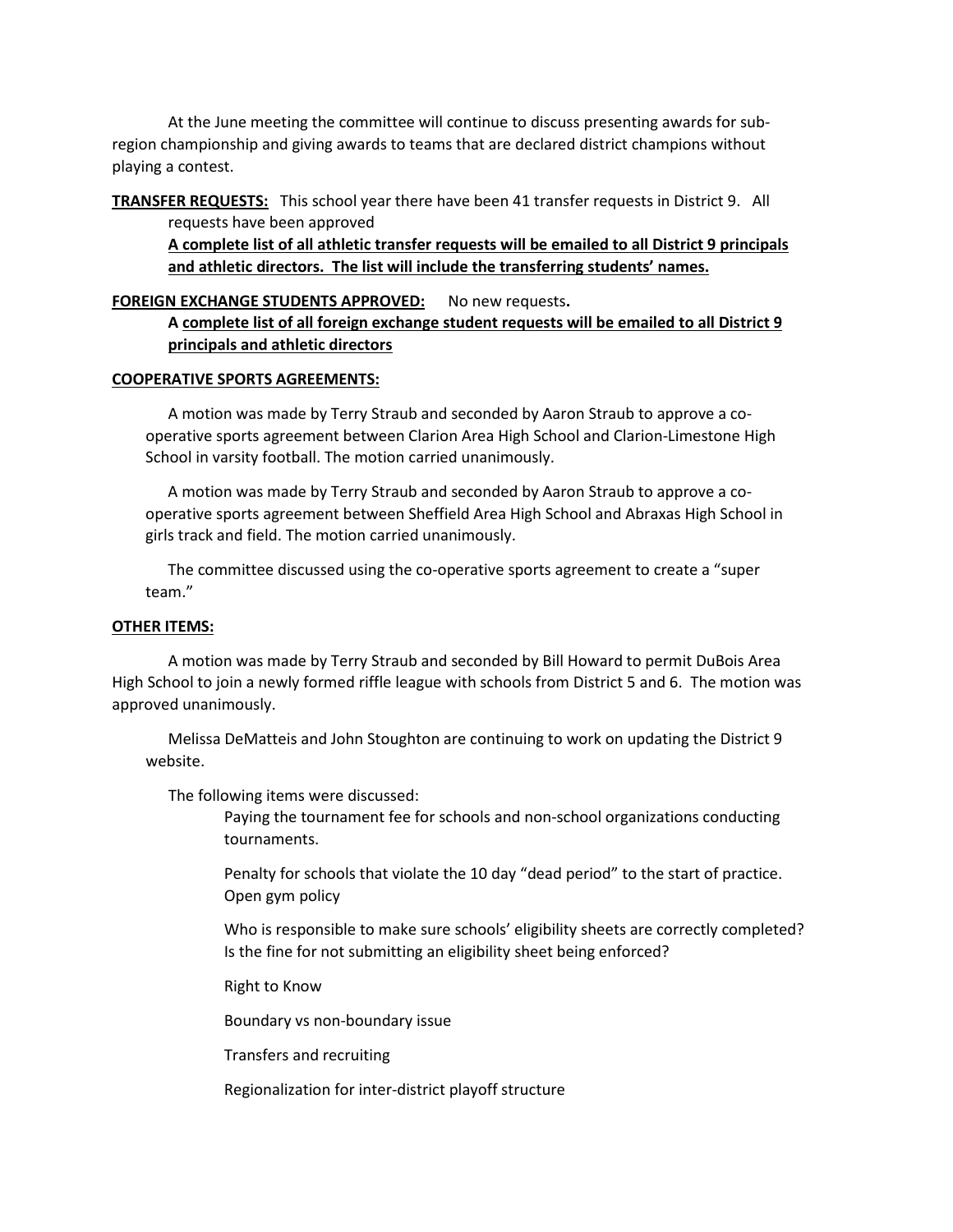At the June meeting the committee will continue to discuss presenting awards for sub-region championship and giving awards to teams that are declared district champions without playing a contest.

**TRANSFER REQUESTS:** This school year there have been 41 transfer requests in District 9. All requests have been approved

**A complete list of all athletic transfer requests will be emailed to all District 9 principals and athletic directors. The list will include the transferring students' names.**

**FOREIGN EXCHANGE STUDENTS APPROVED:** No new requests**.**

**A complete list of all foreign exchange student requests will be emailed to all District 9 principals and athletic directors**

**COOPERATIVE SPORTS AGREEMENTS:**

A motion was made by Terry Straub and seconded by Aaron Straub to approve a co-operative sports agreement between Clarion Area High School and Clarion-Limestone High School in varsity football. The motion carried unanimously.

A motion was made by Terry Straub and seconded by Aaron Straub to approve a co-operative sports agreement between Sheffield Area High School and Abraxas High School in girls track and field. The motion carried unanimously.

The committee discussed using the co-operative sports agreement to create a "super team."

**OTHER ITEMS:**

A motion was made by Terry Straub and seconded by Bill Howard to permit DuBois Area High School to join a newly formed riffle league with schools from District 5 and 6. The motion was approved unanimously.

Melissa DeMatteis and John Stoughton are continuing to work on updating the District 9 website.

The following items were discussed:

Paying the tournament fee for schools and non-school organizations conducting tournaments.

Penalty for schools that violate the 10 day "dead period" to the start of practice. Open gym policy

Who is responsible to make sure schools' eligibility sheets are correctly completed? Is the fine for not submitting an eligibility sheet being enforced?

Right to Know

Boundary vs non-boundary issue

Transfers and recruiting

Regionalization for inter-district playoff structure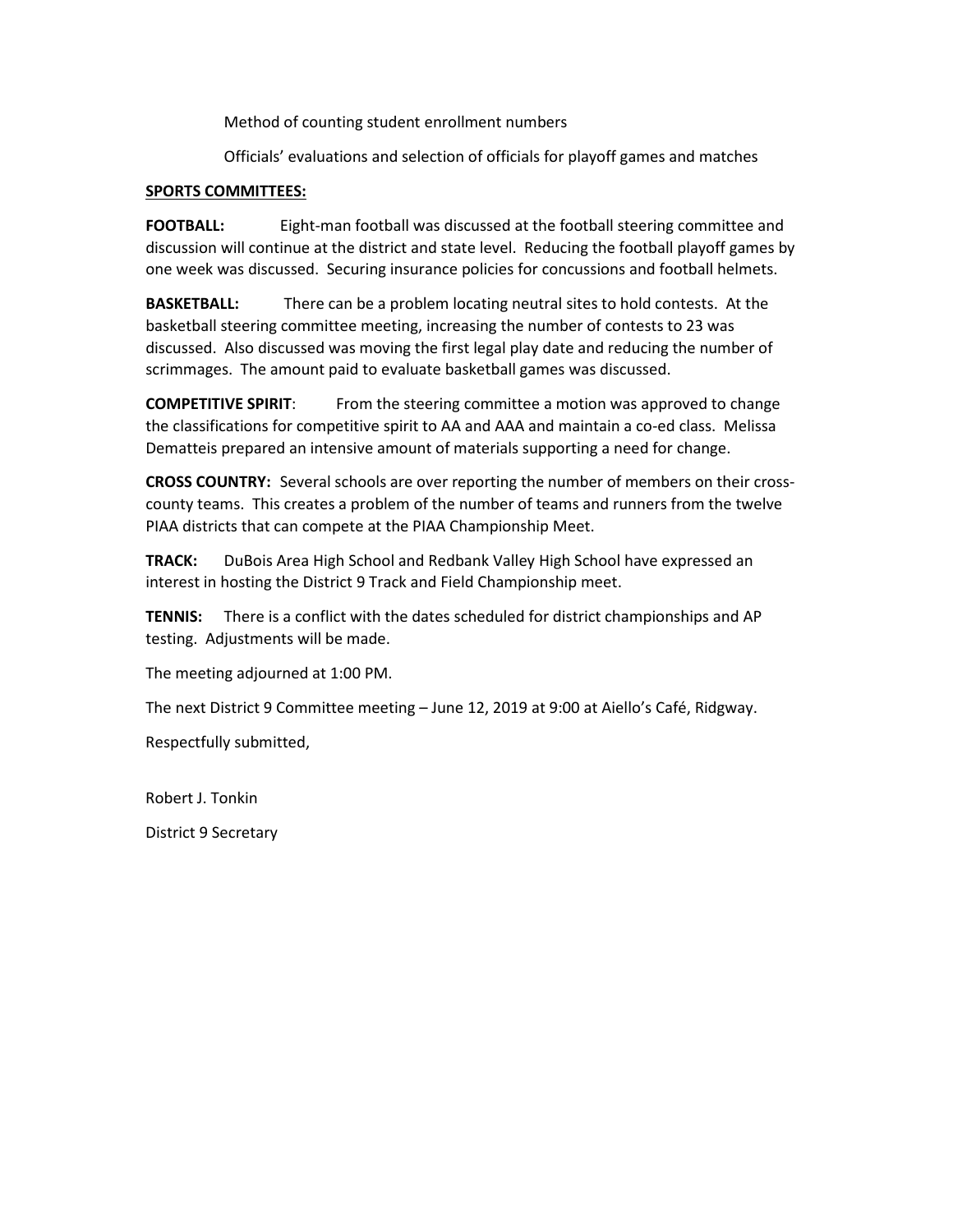Method of counting student enrollment numbers

Officials' evaluations and selection of officials for playoff games and matches

**SPORTS COMMITTEES:**

**FOOTBALL:** Eight-man football was discussed at the football steering committee and discussion will continue at the district and state level. Reducing the football playoff games by one week was discussed. Securing insurance policies for concussions and football helmets.

**BASKETBALL:** There can be a problem locating neutral sites to hold contests. At the basketball steering committee meeting, increasing the number of contests to 23 was discussed. Also discussed was moving the first legal play date and reducing the number of scrimmages. The amount paid to evaluate basketball games was discussed.

**COMPETITIVE SPIRIT**: From the steering committee a motion was approved to change the classifications for competitive spirit to AA and AAA and maintain a co-ed class. Melissa Dematteis prepared an intensive amount of materials supporting a need for change.

**CROSS COUNTRY:** Several schools are over reporting the number of members on their cross-county teams. This creates a problem of the number of teams and runners from the twelve PIAA districts that can compete at the PIAA Championship Meet.

**TRACK:** DuBois Area High School and Redbank Valley High School have expressed an interest in hosting the District 9 Track and Field Championship meet.

**TENNIS:** There is a conflict with the dates scheduled for district championships and AP testing. Adjustments will be made.

The meeting adjourned at 1:00 PM.

The next District 9 Committee meeting – June 12, 2019 at 9:00 at Aiello's Café, Ridgway.

Respectfully submitted,

Robert J. Tonkin

District 9 Secretary